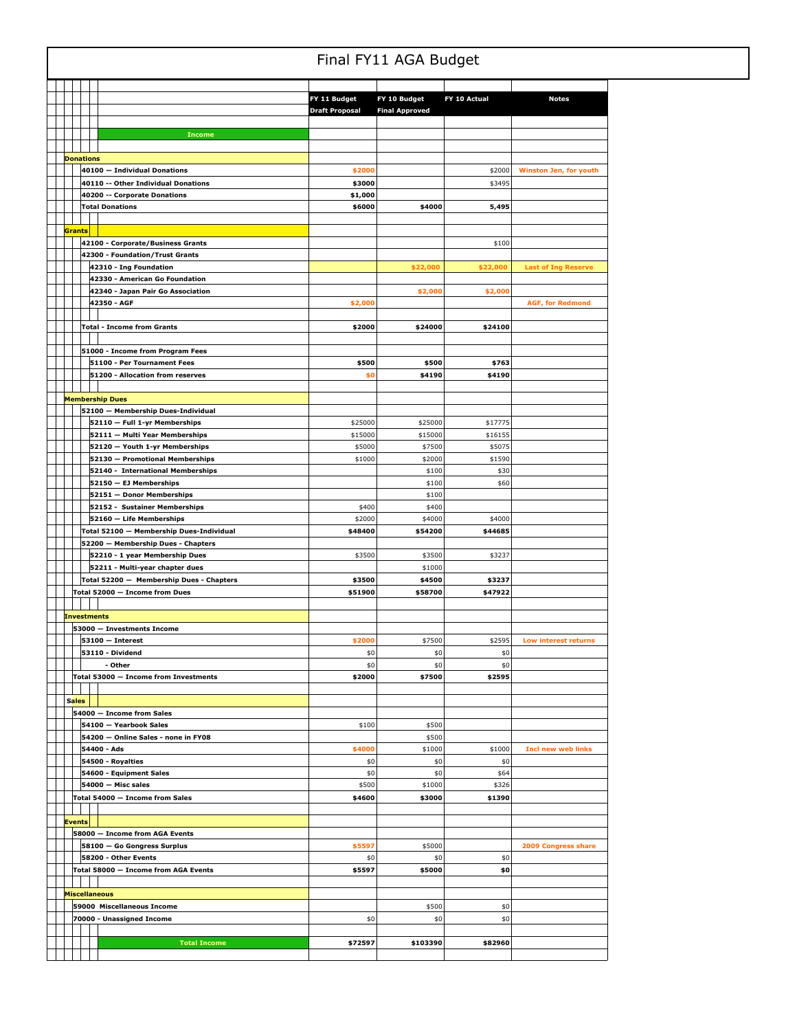# Final FY11 AGA Budget

| | FY 11 Budget Draft Proposal | FY 10 Budget Final Approved | FY 10 Actual | Notes |
|---|---|---|---|---|
| **Income** | | | | |
| **Donations** | | | | |
| 40100 — Individual Donations | $2000 | | $2000 | Winston Jen, for youth |
| 40110 -- Other Individual Donations | $3000 | | $3495 | |
| 40200 -- Corporate Donations | $1,000 | | | |
| Total Donations | $6000 | $4000 | 5,495 | |
| **Grants** | | | | |
| 42100 - Corporate/Business Grants | | | $100 | |
| 42300 - Foundation/Trust Grants | | | | |
| 42310 - Ing Foundation | | $22,000 | $22,000 | Last of Ing Reserve |
| 42330 - American Go Foundation | | | | |
| 42340 - Japan Pair Go Association | | $2,000 | $2,000 | |
| 42350 - AGF | $2,000 | | | AGF, for Redmond |
| Total - Income from Grants | $2000 | $24000 | $24100 | |
| 51000 - Income from Program Fees | | | | |
| 51100 - Per Tournament Fees | $500 | $500 | $763 | |
| 51200 - Allocation from reserves | $0 | $4190 | $4190 | |
| **Membership Dues** | | | | |
| 52100 — Membership Dues-Individual | | | | |
| 52110 — Full 1-yr Memberships | $25000 | $25000 | $17775 | |
| 52111 — Multi Year Memberships | $15000 | $15000 | $16155 | |
| 52120 — Youth 1-yr Memberships | $5000 | $7500 | $5075 | |
| 52130 — Promotional Memberships | $1000 | $2000 | $1590 | |
| 52140 - International Memberships | | $100 | $30 | |
| 52150 — EJ Memberships | | $100 | $60 | |
| 52151 — Donor Memberships | | $100 | | |
| 52152 - Sustainer Memberships | $400 | $400 | | |
| 52160 — Life Memberships | $2000 | $4000 | $4000 | |
| Total 52100 — Membership Dues-Individual | $48400 | $54200 | $44685 | |
| 52200 — Membership Dues - Chapters | | | | |
| 52210 - 1 year Membership Dues | $3500 | $3500 | $3237 | |
| 52211 - Multi-year chapter dues | | $1000 | | |
| Total 52200 — Membership Dues - Chapters | $3500 | $4500 | $3237 | |
| Total 52000 — Income from Dues | $51900 | $58700 | $47922 | |
| **Investments** | | | | |
| 53000 — Investments Income | | | | |
| 53100 — Interest | $2000 | $7500 | $2595 | Low interest returns |
| 53110 - Dividend | $0 | $0 | $0 | |
| - Other | $0 | $0 | $0 | |
| Total 53000 — Income from Investments | $2000 | $7500 | $2595 | |
| **Sales** | | | | |
| 54000 — Income from Sales | | | | |
| 54100 — Yearbook Sales | $100 | $500 | | |
| 54200 — Online Sales - none in FY08 | | $500 | | |
| 54400 - Ads | $4000 | $1000 | $1000 | Incl new web links |
| 54500 - Royalties | $0 | $0 | $0 | |
| 54600 - Equipment Sales | $0 | $0 | $64 | |
| 54000 — Misc sales | $500 | $1000 | $326 | |
| Total 54000 — Income from Sales | $4600 | $3000 | $1390 | |
| **Events** | | | | |
| 58000 — Income from AGA Events | | | | |
| 58100 — Go Congress Surplus | $5597 | $5000 | | 2009 Congress share |
| 58200 - Other Events | $0 | $0 | $0 | |
| Total 58000 — Income from AGA Events | $5597 | $5000 | $0 | |
| **Miscellaneous** | | | | |
| 59000 Miscellaneous Income | | $500 | $0 | |
| 70000 - Unassigned Income | $0 | $0 | $0 | |
| **Total Income** | $72597 | $103390 | $82960 | |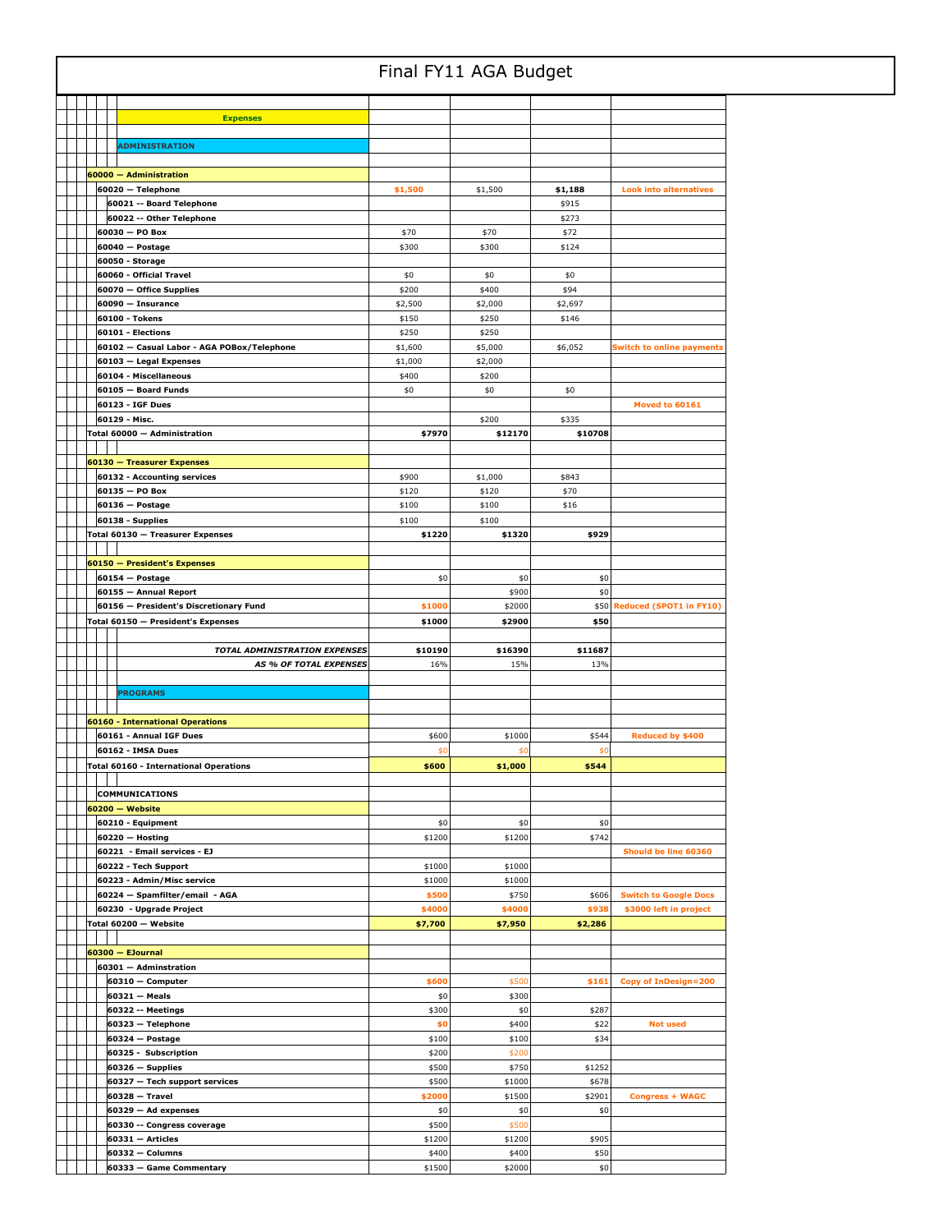# Final FY11 AGA Budget

| | | | | |
|---|---|---|---|---|
| **Expenses** | | | | |
| | | | | |
| **ADMINISTRATION** | | | | |
| | | | | |
| **60000 — Administration** | | | | |
| **60020 — Telephone** | $1,500 | $1,500 | **$1,188** | Look into alternatives |
| **60021 -- Board Telephone** | | | $915 | |
| **60022 -- Other Telephone** | | | $273 | |
| **60030 — PO Box** | $70 | $70 | $72 | |
| **60040 — Postage** | $300 | $300 | $124 | |
| **60050 - Storage** | | | | |
| **60060 - Official Travel** | $0 | $0 | $0 | |
| **60070 — Office Supplies** | $200 | $400 | $94 | |
| **60090 — Insurance** | $2,500 | $2,000 | $2,697 | |
| **60100 - Tokens** | $150 | $250 | $146 | |
| **60101 - Elections** | $250 | $250 | | |
| **60102 — Casual Labor - AGA POBox/Telephone** | $1,600 | $5,000 | $6,052 | Switch to online payments |
| **60103 — Legal Expenses** | $1,000 | $2,000 | | |
| **60104 - Miscellaneous** | $400 | $200 | | |
| **60105 — Board Funds** | $0 | $0 | $0 | |
| **60123 - IGF Dues** | | | | Moved to 60161 |
| **60129 - Misc.** | | $200 | $335 | |
| **Total 60000 — Administration** | **$7970** | **$12170** | **$10708** | |
| | | | | |
| **60130 — Treasurer Expenses** | | | | |
| **60132 - Accounting services** | $900 | $1,000 | $843 | |
| **60135 — PO Box** | $120 | $120 | $70 | |
| **60136 — Postage** | $100 | $100 | $16 | |
| **60138 - Supplies** | $100 | $100 | | |
| **Total 60130 — Treasurer Expenses** | **$1220** | **$1320** | **$929** | |
| | | | | |
| **60150 — President's Expenses** | | | | |
| **60154 — Postage** | $0 | $0 | $0 | |
| **60155 — Annual Report** | | $900 | $0 | |
| **60156 — President's Discretionary Fund** | $1000 | $2000 | $50 | Reduced (SPOT1 in FY10) |
| **Total 60150 — President's Expenses** | **$1000** | **$2900** | **$50** | |
| | | | | |
| ***TOTAL ADMINISTRATION EXPENSES*** | **$10190** | **$16390** | **$11687** | |
| ***AS % OF TOTAL EXPENSES*** | 16% | 15% | 13% | |
| | | | | |
| **PROGRAMS** | | | | |
| | | | | |
| **60160 - International Operations** | | | | |
| **60161 - Annual IGF Dues** | $600 | $1000 | $544 | Reduced by $400 |
| **60162 - IMSA Dues** | $0 | $0 | $0 | |
| **Total 60160 - International Operations** | **$600** | **$1,000** | **$544** | |
| | | | | |
| **COMMUNICATIONS** | | | | |
| **60200 — Website** | | | | |
| **60210 - Equipment** | $0 | $0 | $0 | |
| **60220 — Hosting** | $1200 | $1200 | $742 | |
| **60221 - Email services - EJ** | | | | Should be line 60360 |
| **60222 - Tech Support** | $1000 | $1000 | | |
| **60223 - Admin/Misc service** | $1000 | $1000 | | |
| **60224 — Spamfilter/email - AGA** | $500 | $750 | $606 | Switch to Google Docs |
| **60230 - Upgrade Project** | $4000 | $4000 | $938 | $3000 left in project |
| **Total 60200 — Website** | **$7,700** | **$7,950** | **$2,286** | |
| | | | | |
| **60300 — EJournal** | | | | |
| **60301 — Adminstration** | | | | |
| **60310 — Computer** | $600 | $500 | $161 | Copy of InDesign=200 |
| **60321 — Meals** | $0 | $300 | | |
| **60322 -- Meetings** | $300 | $0 | $287 | |
| **60323 — Telephone** | $0 | $400 | $22 | Not used |
| **60324 — Postage** | $100 | $100 | $34 | |
| **60325 - Subscription** | $200 | $200 | | |
| **60326 — Supplies** | $500 | $750 | $1252 | |
| **60327 — Tech support services** | $500 | $1000 | $678 | |
| **60328 — Travel** | $2000 | $1500 | $2901 | Congress + WAGC |
| **60329 — Ad expenses** | $0 | $0 | $0 | |
| **60330 -- Congress coverage** | $500 | $500 | | |
| **60331 — Articles** | $1200 | $1200 | $905 | |
| **60332 — Columns** | $400 | $400 | $50 | |
| **60333 — Game Commentary** | $1500 | $2000 | $0 | |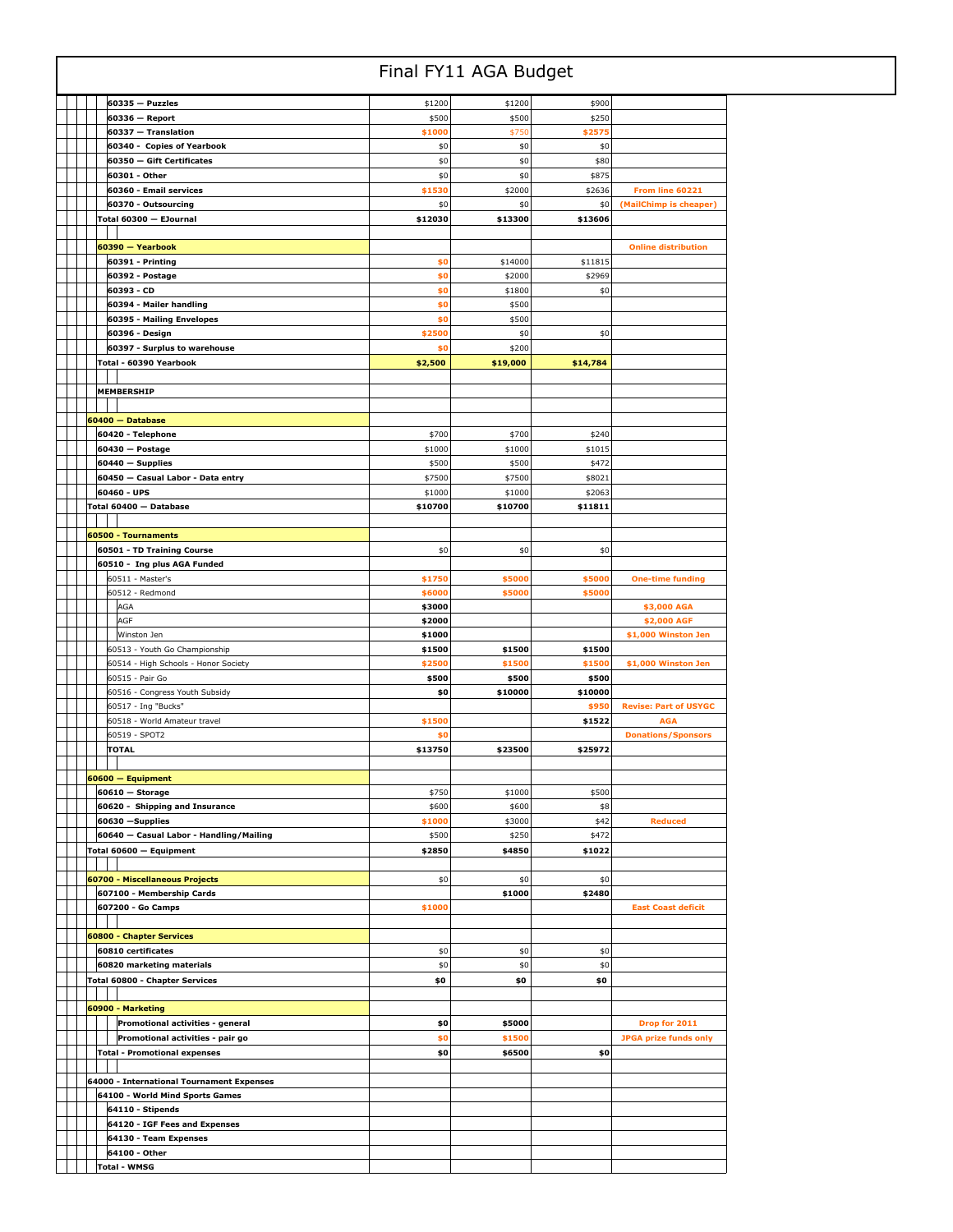# Final FY11 AGA Budget

| Item | | | | |
|---|---|---|---|---|
| **60335 — Puzzles** | $1200 | $1200 | $900 | |
| **60336 — Report** | $500 | $500 | $250 | |
| **60337 — Translation** | $1000 | $750 | $2575 | |
| **60340 - Copies of Yearbook** | $0 | $0 | $0 | |
| **60350 — Gift Certificates** | $0 | $0 | $80 | |
| **60301 - Other** | $0 | $0 | $875 | |
| **60360 - Email services** | $1530 | $2000 | $2636 | From line 60221 |
| **60370 - Outsourcing** | $0 | $0 | $0 | (MailChimp is cheaper) |
| **Total 60300 — EJournal** | **$12030** | **$13300** | **$13606** | |
| | | | | |
| **60390 — Yearbook** | | | | Online distribution |
| **60391 - Printing** | $0 | $14000 | $11815 | |
| **60392 - Postage** | $0 | $2000 | $2969 | |
| **60393 - CD** | $0 | $1800 | $0 | |
| **60394 - Mailer handling** | $0 | $500 | | |
| **60395 - Mailing Envelopes** | $0 | $500 | | |
| **60396 - Design** | $2500 | $0 | $0 | |
| **60397 - Surplus to warehouse** | $0 | $200 | | |
| **Total - 60390 Yearbook** | **$2,500** | **$19,000** | **$14,784** | |
| | | | | |
| **MEMBERSHIP** | | | | |
| | | | | |
| **60400 — Database** | | | | |
| **60420 - Telephone** | $700 | $700 | $240 | |
| **60430 — Postage** | $1000 | $1000 | $1015 | |
| **60440 — Supplies** | $500 | $500 | $472 | |
| **60450 — Casual Labor - Data entry** | $7500 | $7500 | $8021 | |
| **60460 - UPS** | $1000 | $1000 | $2063 | |
| **Total 60400 — Database** | **$10700** | **$10700** | **$11811** | |
| | | | | |
| **60500 - Tournaments** | | | | |
| **60501 - TD Training Course** | $0 | $0 | $0 | |
| **60510 - Ing plus AGA Funded** | | | | |
| 60511 - Master's | $1750 | $5000 | $5000 | One-time funding |
| 60512 - Redmond | $6000 | $5000 | $5000 | |
| AGA | **$3000** | | | $3,000 AGA |
| AGF | **$2000** | | | $2,000 AGF |
| Winston Jen | **$1000** | | | $1,000 Winston Jen |
| 60513 - Youth Go Championship | **$1500** | **$1500** | **$1500** | |
| 60514 - High Schools - Honor Society | $2500 | $1500 | $1500 | $1,000 Winston Jen |
| 60515 - Pair Go | **$500** | **$500** | **$500** | |
| 60516 - Congress Youth Subsidy | **$0** | **$10000** | **$10000** | |
| 60517 - Ing "Bucks" | | | $950 | Revise: Part of USYGC |
| 60518 - World Amateur travel | $1500 | | **$1522** | AGA |
| 60519 - SPOT2 | $0 | | | Donations/Sponsors |
| **TOTAL** | **$13750** | **$23500** | **$25972** | |
| | | | | |
| **60600 — Equipment** | | | | |
| **60610 — Storage** | $750 | $1000 | $500 | |
| **60620 - Shipping and Insurance** | $600 | $600 | $8 | |
| **60630 —Supplies** | $1000 | $3000 | $42 | Reduced |
| **60640 — Casual Labor - Handling/Mailing** | $500 | $250 | $472 | |
| **Total 60600 — Equipment** | **$2850** | **$4850** | **$1022** | |
| | | | | |
| **60700 - Miscellaneous Projects** | $0 | $0 | $0 | |
| **607100 - Membership Cards** | | **$1000** | **$2480** | |
| **607200 - Go Camps** | $1000 | | | East Coast deficit |
| | | | | |
| **60800 - Chapter Services** | | | | |
| **60810 certificates** | $0 | $0 | $0 | |
| **60820 marketing materials** | $0 | $0 | $0 | |
| **Total 60800 - Chapter Services** | **$0** | **$0** | **$0** | |
| | | | | |
| **60900 - Marketing** | | | | |
| **Promotional activities - general** | **$0** | **$5000** | | Drop for 2011 |
| **Promotional activities - pair go** | $0 | $1500 | | JPGA prize funds only |
| **Total - Promotional expenses** | **$0** | **$6500** | **$0** | |
| | | | | |
| **64000 - International Tournament Expenses** | | | | |
| **64100 - World Mind Sports Games** | | | | |
| **64110 - Stipends** | | | | |
| **64120 - IGF Fees and Expenses** | | | | |
| **64130 - Team Expenses** | | | | |
| **64100 - Other** | | | | |
| **Total - WMSG** | | | | |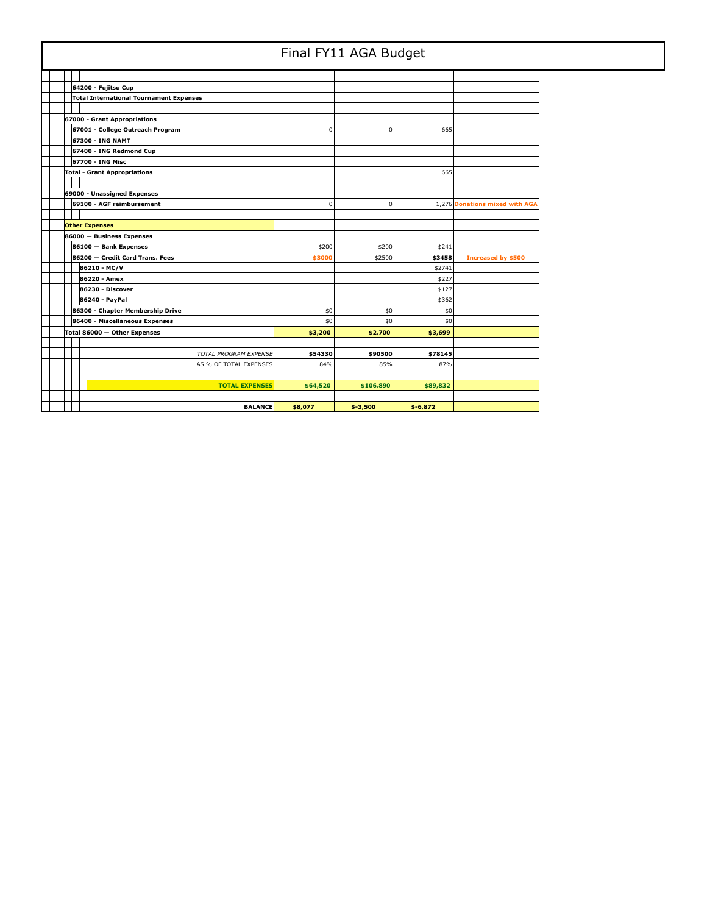# Final FY11 AGA Budget

| | | | | |
|---|---|---|---|---|
| | | | | |
| **64200 - Fujitsu Cup** | | | | |
| **Total International Tournament Expenses** | | | | |
| | | | | |
| **67000 - Grant Appropriations** | | | | |
| **67001 - College Outreach Program** | 0 | 0 | 665 | |
| **67300 - ING NAMT** | | | | |
| **67400 - ING Redmond Cup** | | | | |
| **67700 - ING Misc** | | | | |
| **Total - Grant Appropriations** | | | 665 | |
| | | | | |
| **69000 - Unassigned Expenses** | | | | |
| **69100 - AGF reimbursement** | 0 | 0 | 1,276 | **Donations mixed with AGA** |
| | | | | |
| **Other Expenses** | | | | |
| **86000 — Business Expenses** | | | | |
| **86100 — Bank Expenses** | $200 | $200 | $241 | |
| **86200 — Credit Card Trans. Fees** | **$3000** | $2500 | **$3458** | **Increased by $500** |
| **86210 - MC/V** | | | $2741 | |
| **86220 - Amex** | | | $227 | |
| **86230 - Discover** | | | $127 | |
| **86240 - PayPal** | | | $362 | |
| **86300 - Chapter Membership Drive** | $0 | $0 | $0 | |
| **86400 - Miscellaneous Expenses** | $0 | $0 | $0 | |
| **Total 86000 — Other Expenses** | **$3,200** | **$2,700** | **$3,699** | |
| | | | | |
| *TOTAL PROGRAM EXPENSE* | **$54330** | **$90500** | **$78145** | |
| AS % OF TOTAL EXPENSES | 84% | 85% | 87% | |
| | | | | |
| **TOTAL EXPENSES** | **$64,520** | **$106,890** | **$89,832** | |
| | | | | |
| **BALANCE** | **$8,077** | **$-3,500** | **$-6,872** | |